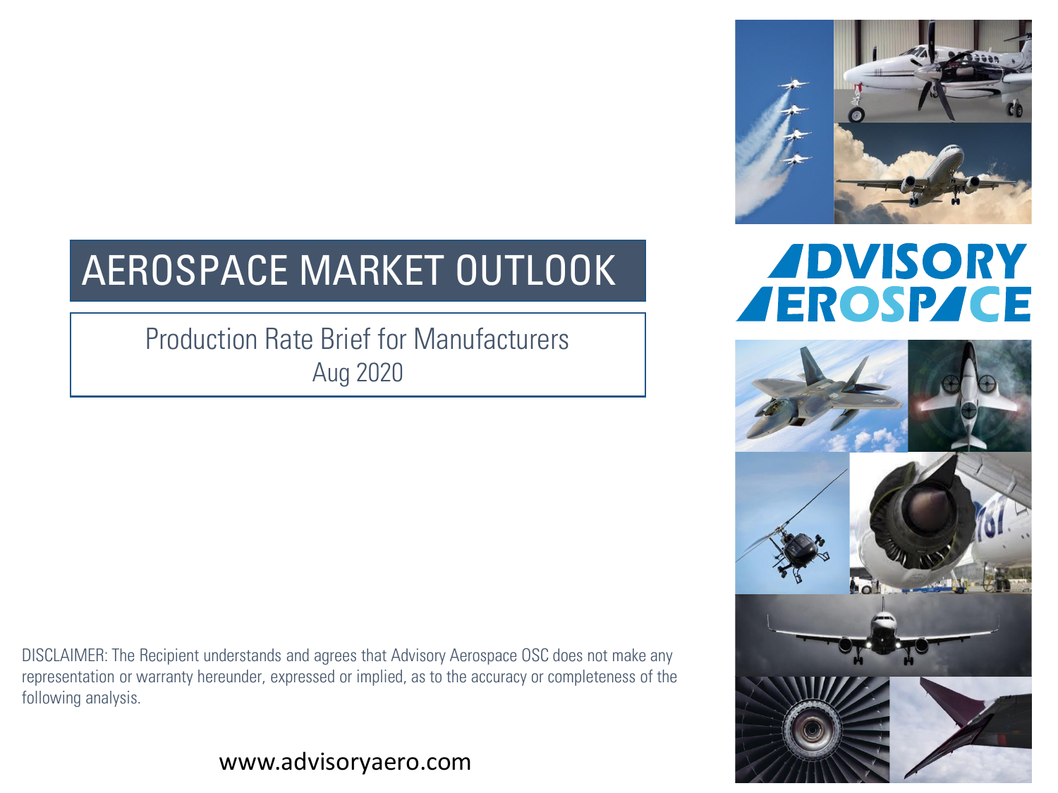# AEROSPACE MARKET OUTLOOK

## Production Rate Brief for Manufacturers
Aug 2020

ADVISORY AEROSPACE

DISCLAIMER: The Recipient understands and agrees that Advisory Aerospace OSC does not make any representation or warranty hereunder, expressed or implied, as to the accuracy or completeness of the following analysis.

www.advisoryaero.com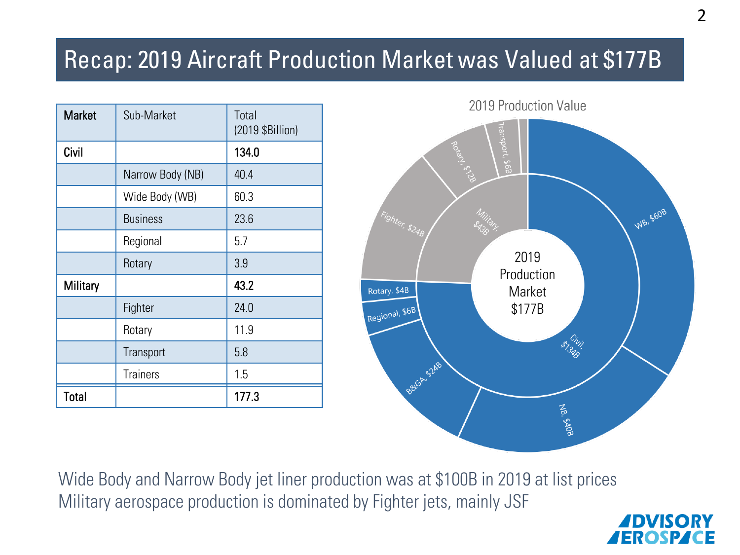# Recap: 2019 Aircraft Production Market was Valued at $177B

| Market | Sub-Market | Total (2019 $Billion) |
|---|---|---|
| **Civil** | | **134.0** |
| | Narrow Body (NB) | 40.4 |
| | Wide Body (WB) | 60.3 |
| | Business | 23.6 |
| | Regional | 5.7 |
| | Rotary | 3.9 |
| **Military** | | **43.2** |
| | Fighter | 24.0 |
| | Rotary | 11.9 |
| | Transport | 5.8 |
| | Trainers | 1.5 |
| **Total** | | **177.3** |

2019 Production Value

2019 Production Market $177B

Civil, $134B: WB, $60B; NB, $40B; B&GA, $24B; Regional, $6B; Rotary, $4B

Military, $43B: Fighter, $24B; Rotary, $12B; Transport, $6B

Wide Body and Narrow Body jet liner production was at $100B in 2019 at list prices
Military aerospace production is dominated by Fighter jets, mainly JSF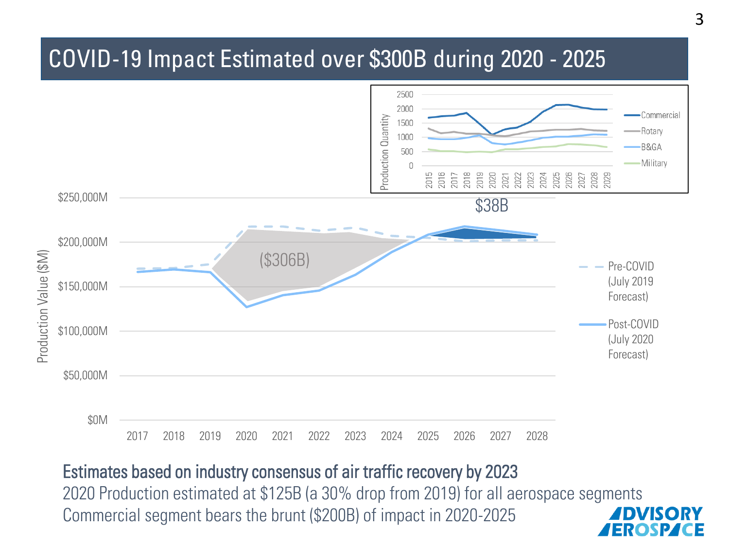# COVID-19 Impact Estimated over $300B during 2020 - 2025

**Estimates based on industry consensus of air traffic recovery by 2023**

2020 Production estimated at $125B (a 30% drop from 2019) for all aerospace segments

Commercial segment bears the brunt ($200B) of impact in 2020-2025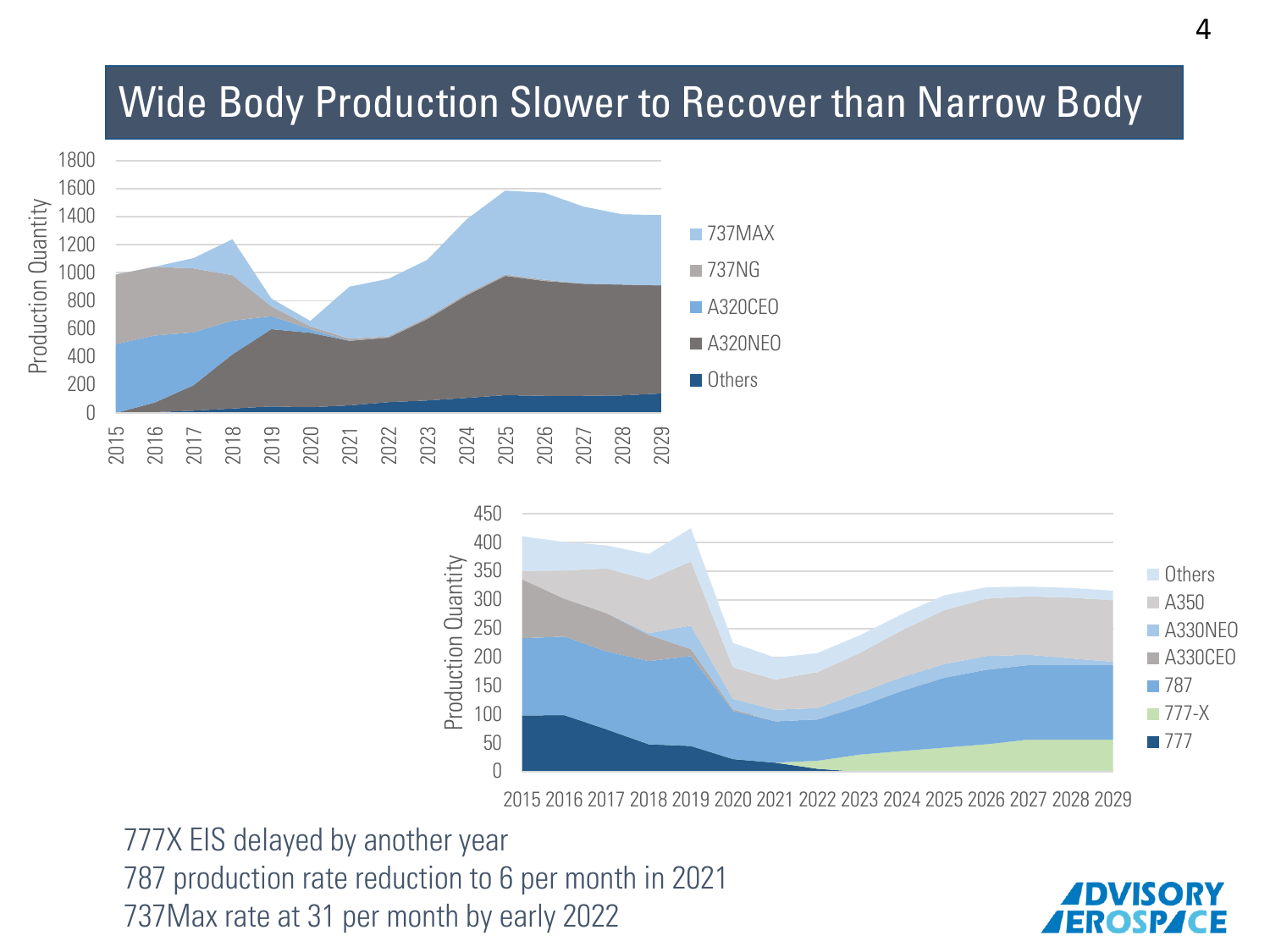# Wide Body Production Slower to Recover than Narrow Body

777X EIS delayed by another year

787 production rate reduction to 6 per month in 2021

737Max rate at 31 per month by early 2022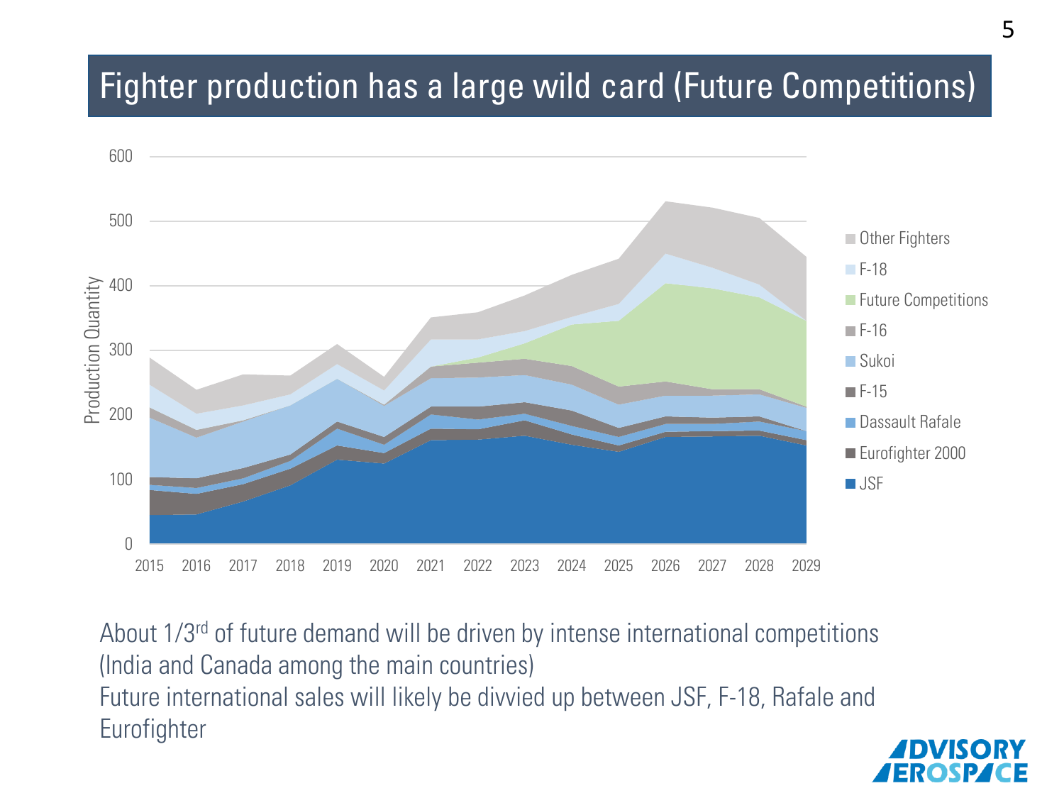# Fighter production has a large wild card (Future Competitions)

About 1/3rd of future demand will be driven by intense international competitions (India and Canada among the main countries)

Future international sales will likely be divvied up between JSF, F-18, Rafale and Eurofighter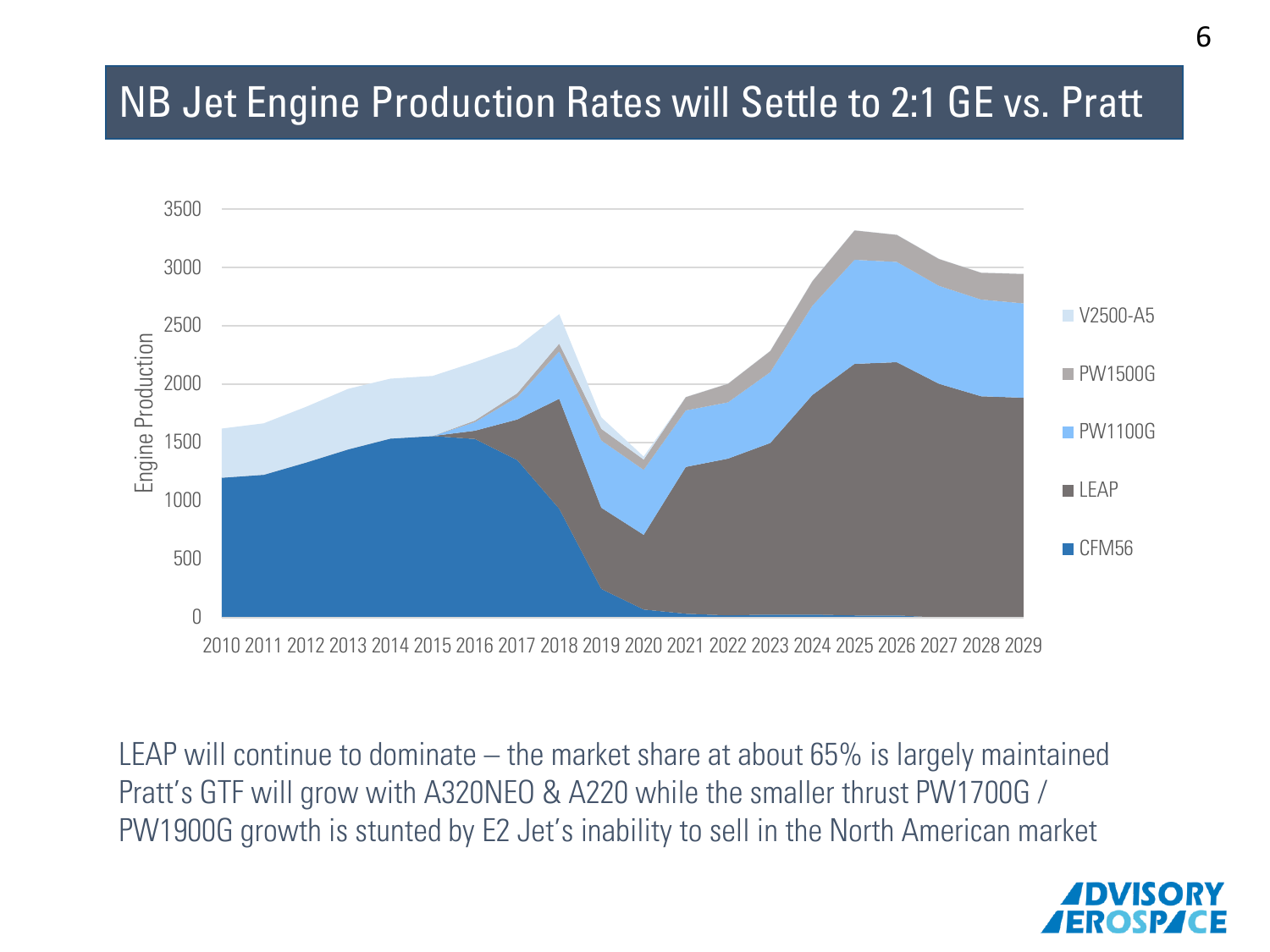# NB Jet Engine Production Rates will Settle to 2:1 GE vs. Pratt

LEAP will continue to dominate – the market share at about 65% is largely maintained
Pratt's GTF will grow with A320NEO & A220 while the smaller thrust PW1700G / PW1900G growth is stunted by E2 Jet's inability to sell in the North American market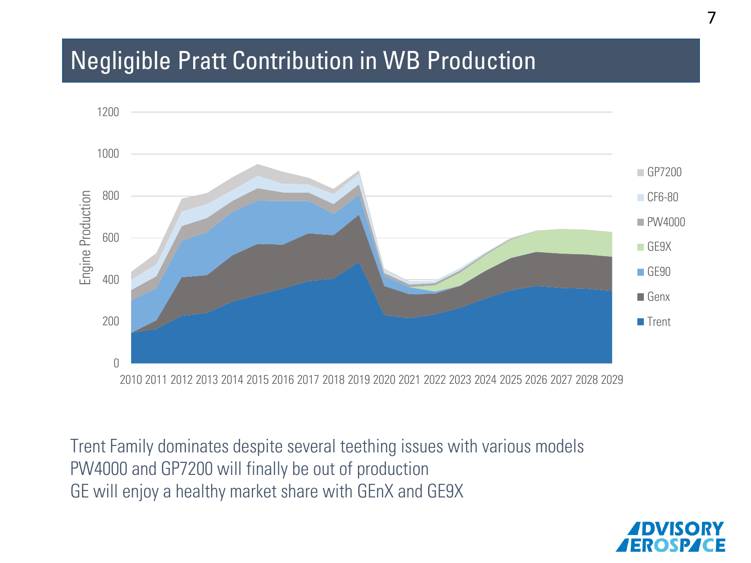# Negligible Pratt Contribution in WB Production

Trent Family dominates despite several teething issues with various models
PW4000 and GP7200 will finally be out of production
GE will enjoy a healthy market share with GEnX and GE9X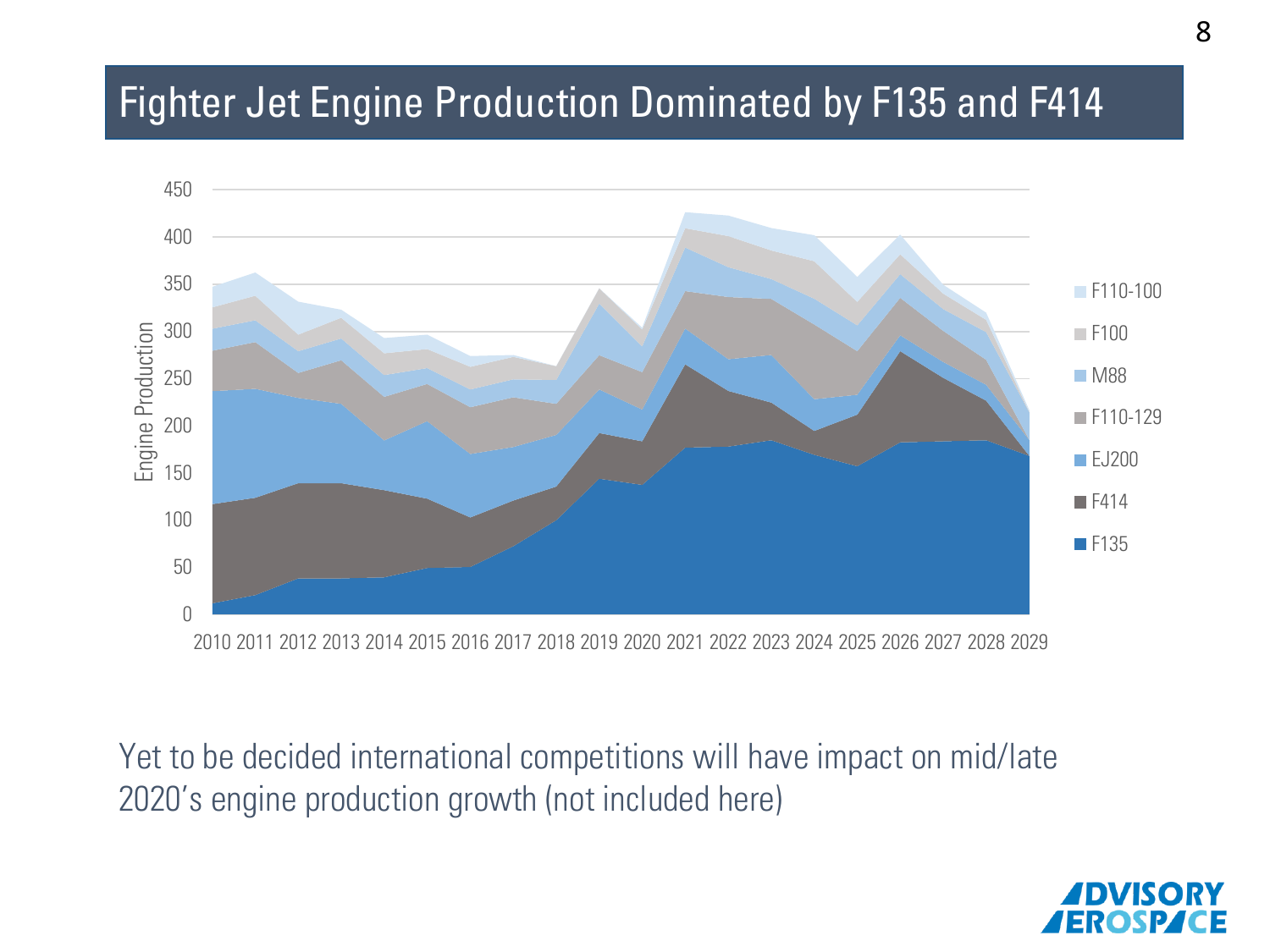# Fighter Jet Engine Production Dominated by F135 and F414

Yet to be decided international competitions will have impact on mid/late 2020's engine production growth (not included here)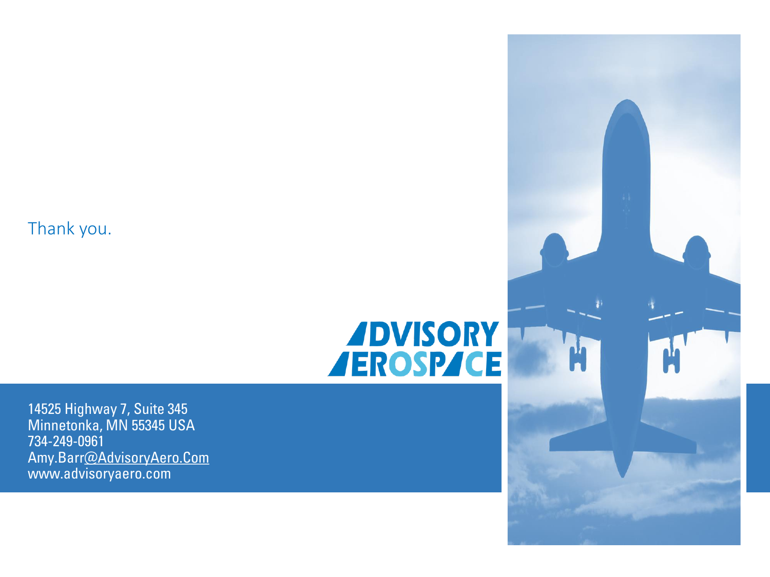Thank you.

ADVISORY AEROSPACE

14525 Highway 7, Suite 345
Minnetonka, MN 55345 USA
734-249-0961
Amy.Barr@AdvisoryAero.Com
www.advisoryaero.com